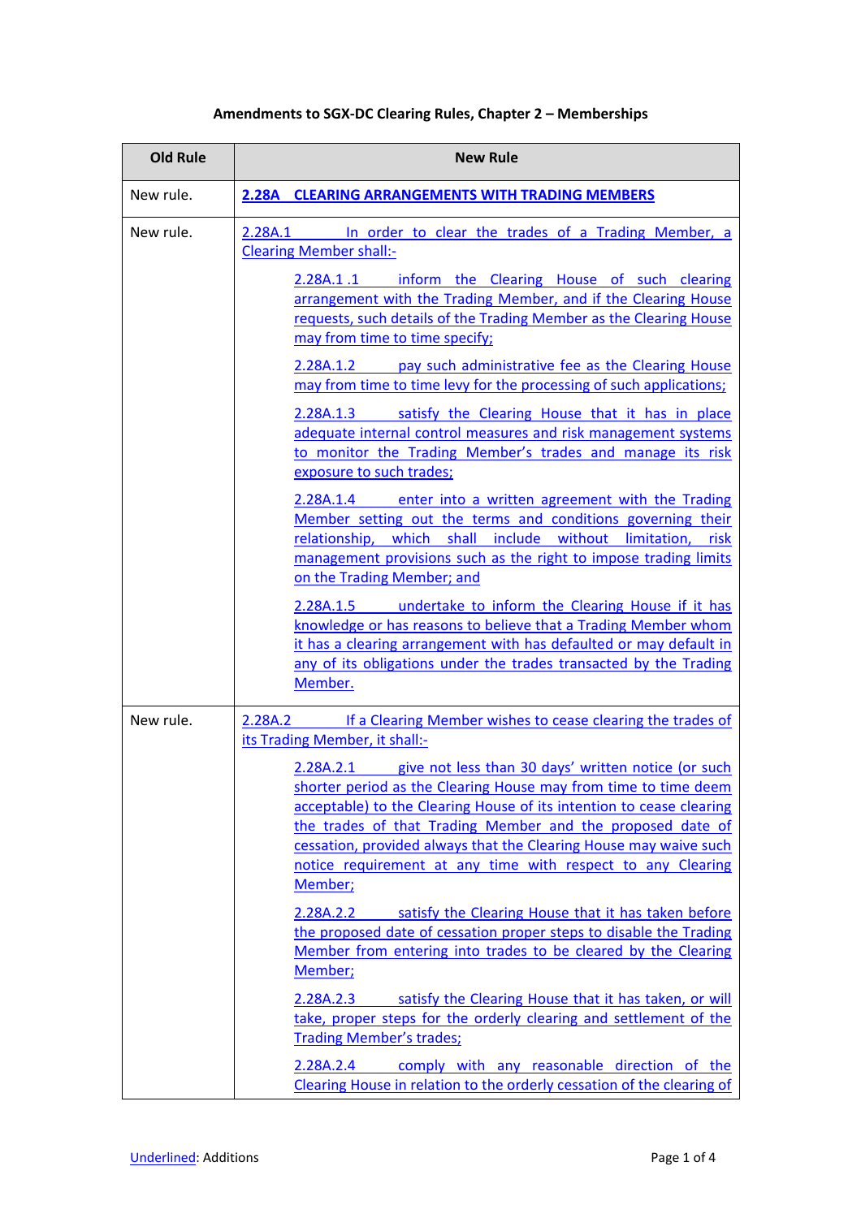**Amendments to SGX-DC Clearing Rules, Chapter 2 – Memberships**

| Old Rule | New Rule |
|---|---|
| New rule. | **2.28A CLEARING ARRANGEMENTS WITH TRADING MEMBERS** |
| New rule. | 2.28A.1 In order to clear the trades of a Trading Member, a Clearing Member shall:- <br><br> 2.28A.1 .1 inform the Clearing House of such clearing arrangement with the Trading Member, and if the Clearing House requests, such details of the Trading Member as the Clearing House may from time to time specify; <br><br> 2.28A.1.2 pay such administrative fee as the Clearing House may from time to time levy for the processing of such applications; <br><br> 2.28A.1.3 satisfy the Clearing House that it has in place adequate internal control measures and risk management systems to monitor the Trading Member's trades and manage its risk exposure to such trades; <br><br> 2.28A.1.4 enter into a written agreement with the Trading Member setting out the terms and conditions governing their relationship, which shall include without limitation, risk management provisions such as the right to impose trading limits on the Trading Member; and <br><br> 2.28A.1.5 undertake to inform the Clearing House if it has knowledge or has reasons to believe that a Trading Member whom it has a clearing arrangement with has defaulted or may default in any of its obligations under the trades transacted by the Trading Member. |
| New rule. | 2.28A.2 If a Clearing Member wishes to cease clearing the trades of its Trading Member, it shall:- <br><br> 2.28A.2.1 give not less than 30 days' written notice (or such shorter period as the Clearing House may from time to time deem acceptable) to the Clearing House of its intention to cease clearing the trades of that Trading Member and the proposed date of cessation, provided always that the Clearing House may waive such notice requirement at any time with respect to any Clearing Member; <br><br> 2.28A.2.2 satisfy the Clearing House that it has taken before the proposed date of cessation proper steps to disable the Trading Member from entering into trades to be cleared by the Clearing Member; <br><br> 2.28A.2.3 satisfy the Clearing House that it has taken, or will take, proper steps for the orderly clearing and settlement of the Trading Member's trades; <br><br> 2.28A.2.4 comply with any reasonable direction of the Clearing House in relation to the orderly cessation of the clearing of |

Underlined: Additions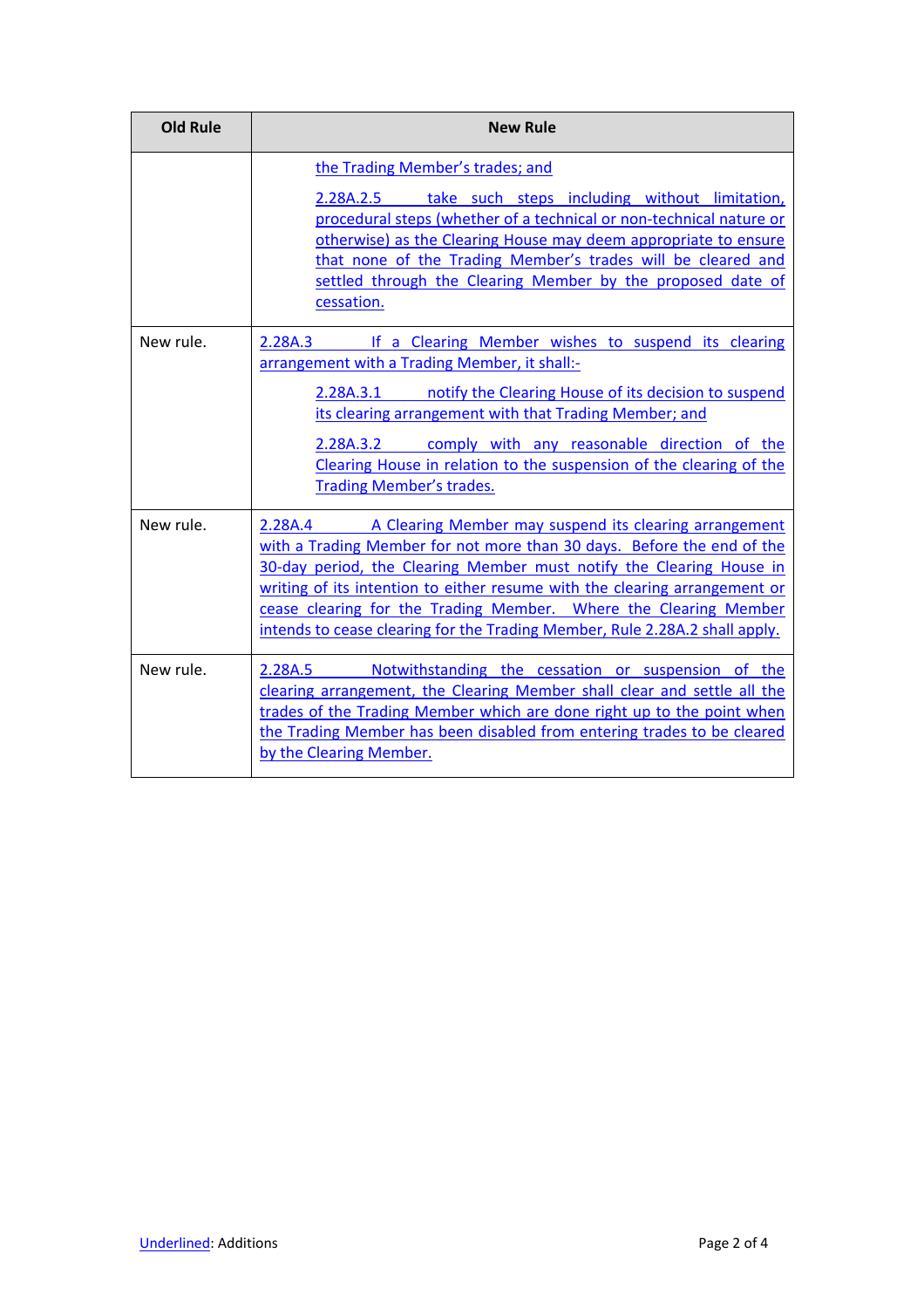| Old Rule | New Rule |
| --- | --- |
| | the Trading Member's trades; and<br><br>2.28A.2.5 take such steps including without limitation, procedural steps (whether of a technical or non-technical nature or otherwise) as the Clearing House may deem appropriate to ensure that none of the Trading Member's trades will be cleared and settled through the Clearing Member by the proposed date of cessation. |
| New rule. | 2.28A.3 If a Clearing Member wishes to suspend its clearing arrangement with a Trading Member, it shall:-<br><br>2.28A.3.1 notify the Clearing House of its decision to suspend its clearing arrangement with that Trading Member; and<br><br>2.28A.3.2 comply with any reasonable direction of the Clearing House in relation to the suspension of the clearing of the Trading Member's trades. |
| New rule. | 2.28A.4 A Clearing Member may suspend its clearing arrangement with a Trading Member for not more than 30 days. Before the end of the 30-day period, the Clearing Member must notify the Clearing House in writing of its intention to either resume with the clearing arrangement or cease clearing for the Trading Member. Where the Clearing Member intends to cease clearing for the Trading Member, Rule 2.28A.2 shall apply. |
| New rule. | 2.28A.5 Notwithstanding the cessation or suspension of the clearing arrangement, the Clearing Member shall clear and settle all the trades of the Trading Member which are done right up to the point when the Trading Member has been disabled from entering trades to be cleared by the Clearing Member. |

Underlined: Additions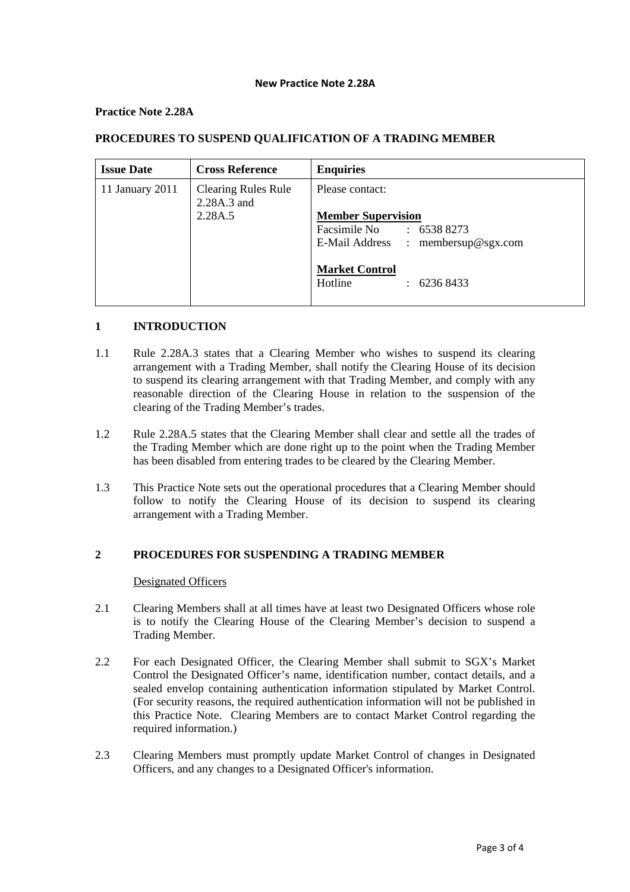**New Practice Note 2.28A**

**Practice Note 2.28A**

**PROCEDURES TO SUSPEND QUALIFICATION OF A TRADING MEMBER**

| **Issue Date** | **Cross Reference** | **Enquiries** |
|---|---|---|
| 11 January 2011 | Clearing Rules Rule 2.28A.3 and 2.28A.5 | Please contact:<br><br>**Member Supervision**<br>Facsimile No : 6538 8273<br>E-Mail Address : membersup@sgx.com<br><br>**Market Control**<br>Hotline : 6236 8433 |

## 1 INTRODUCTION

1.1 Rule 2.28A.3 states that a Clearing Member who wishes to suspend its clearing arrangement with a Trading Member, shall notify the Clearing House of its decision to suspend its clearing arrangement with that Trading Member, and comply with any reasonable direction of the Clearing House in relation to the suspension of the clearing of the Trading Member's trades.

1.2 Rule 2.28A.5 states that the Clearing Member shall clear and settle all the trades of the Trading Member which are done right up to the point when the Trading Member has been disabled from entering trades to be cleared by the Clearing Member.

1.3 This Practice Note sets out the operational procedures that a Clearing Member should follow to notify the Clearing House of its decision to suspend its clearing arrangement with a Trading Member.

## 2 PROCEDURES FOR SUSPENDING A TRADING MEMBER

Designated Officers

2.1 Clearing Members shall at all times have at least two Designated Officers whose role is to notify the Clearing House of the Clearing Member's decision to suspend a Trading Member.

2.2 For each Designated Officer, the Clearing Member shall submit to SGX's Market Control the Designated Officer's name, identification number, contact details, and a sealed envelop containing authentication information stipulated by Market Control. (For security reasons, the required authentication information will not be published in this Practice Note. Clearing Members are to contact Market Control regarding the required information.)

2.3 Clearing Members must promptly update Market Control of changes in Designated Officers, and any changes to a Designated Officer's information.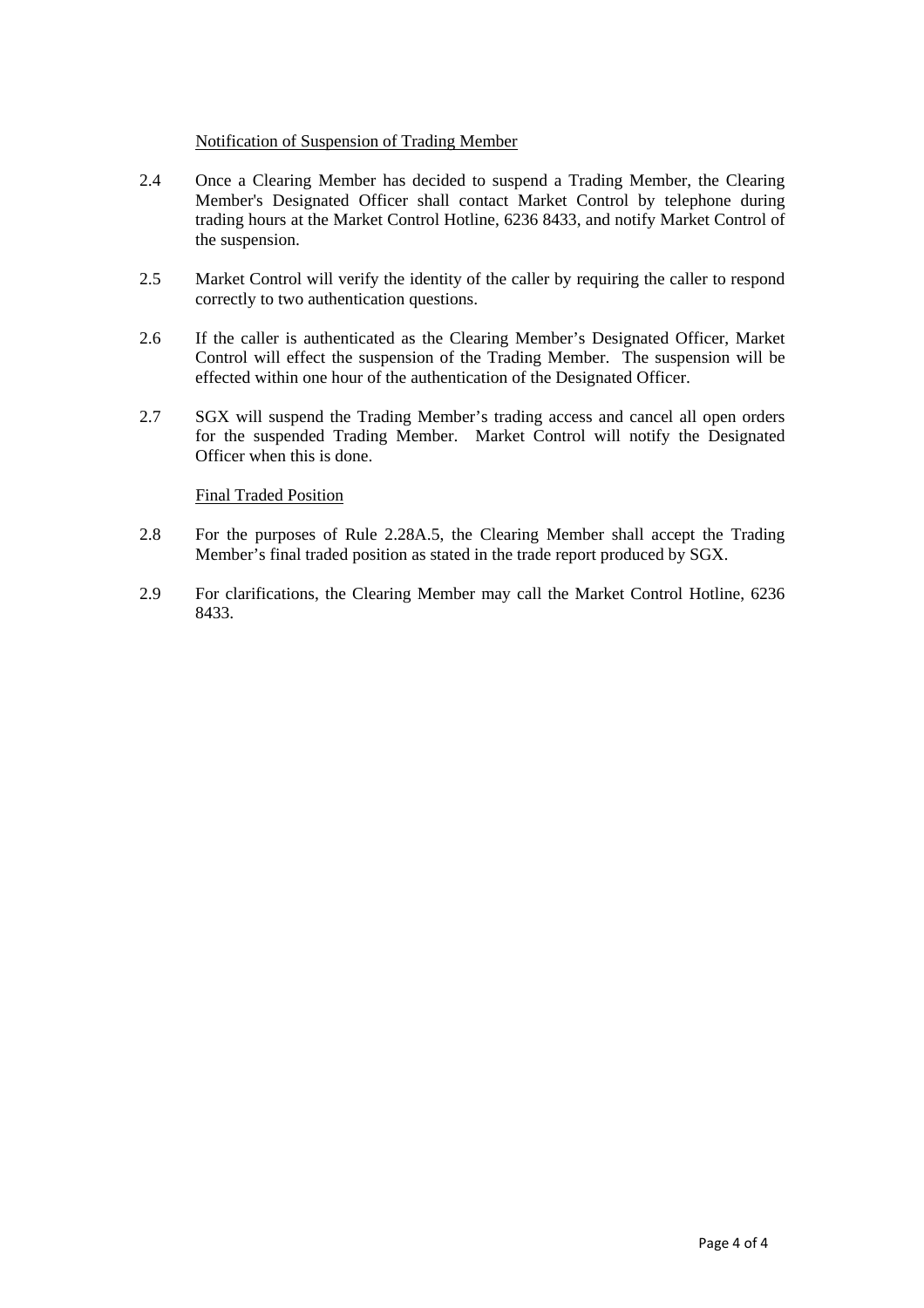Notification of Suspension of Trading Member

2.4 Once a Clearing Member has decided to suspend a Trading Member, the Clearing Member's Designated Officer shall contact Market Control by telephone during trading hours at the Market Control Hotline, 6236 8433, and notify Market Control of the suspension.

2.5 Market Control will verify the identity of the caller by requiring the caller to respond correctly to two authentication questions.

2.6 If the caller is authenticated as the Clearing Member's Designated Officer, Market Control will effect the suspension of the Trading Member. The suspension will be effected within one hour of the authentication of the Designated Officer.

2.7 SGX will suspend the Trading Member's trading access and cancel all open orders for the suspended Trading Member. Market Control will notify the Designated Officer when this is done.

Final Traded Position

2.8 For the purposes of Rule 2.28A.5, the Clearing Member shall accept the Trading Member's final traded position as stated in the trade report produced by SGX.

2.9 For clarifications, the Clearing Member may call the Market Control Hotline, 6236 8433.